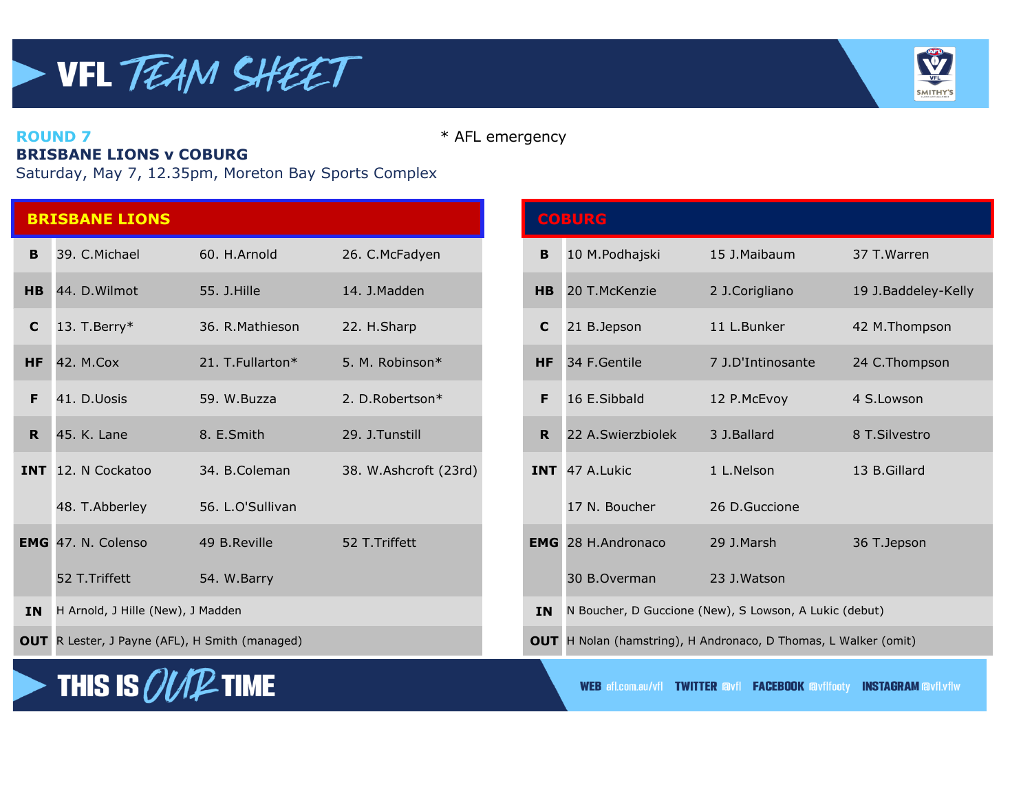# VFL TEAM SHEET

**ROUND 7**

**BRISBANE LIONS v COBURG**

Saturday, May 7, 12.35pm, Moreton Bay Sports Complex

\* AFL emergency

## BRISBANE LIONS

| | | | |
|---|---|---|---|
| **B** | 39. C.Michael | 60. H.Arnold | 26. C.McFadyen |
| **HB** | 44. D.Wilmot | 55. J.Hille | 14. J.Madden |
| **C** | 13. T.Berry* | 36. R.Mathieson | 22. H.Sharp |
| **HF** | 42. M.Cox | 21. T.Fullarton* | 5. M. Robinson* |
| **F** | 41. D.Uosis | 59. W.Buzza | 2. D.Robertson* |
| **R** | 45. K. Lane | 8. E.Smith | 29. J.Tunstill |
| **INT** | 12. N Cockatoo | 34. B.Coleman | 38. W.Ashcroft (23rd) |
| | 48. T.Abberley | 56. L.O'Sullivan | |
| **EMG** | 47. N. Colenso | 49 B.Reville | 52 T.Triffett |
| | 52 T.Triffett | 54. W.Barry | |
| **IN** | H Arnold, J Hille (New), J Madden | | |
| **OUT** | R Lester, J Payne (AFL), H Smith (managed) | | |

## COBURG

| | | | |
|---|---|---|---|
| **B** | 10 M.Podhajski | 15 J.Maibaum | 37 T.Warren |
| **HB** | 20 T.McKenzie | 2 J.Corigliano | 19 J.Baddeley-Kelly |
| **C** | 21 B.Jepson | 11 L.Bunker | 42 M.Thompson |
| **HF** | 34 F.Gentile | 7 J.D'Intinosante | 24 C.Thompson |
| **F** | 16 E.Sibbald | 12 P.McEvoy | 4 S.Lowson |
| **R** | 22 A.Swierzbiolek | 3 J.Ballard | 8 T.Silvestro |
| **INT** | 47 A.Lukic | 1 L.Nelson | 13 B.Gillard |
| | 17 N. Boucher | 26 D.Guccione | |
| **EMG** | 28 H.Andronaco | 29 J.Marsh | 36 T.Jepson |
| | 30 B.Overman | 23 J.Watson | |
| **IN** | N Boucher, D Guccione (New), S Lowson, A Lukic (debut) | | |
| **OUT** | H Nolan (hamstring), H Andronaco, D Thomas, L Walker (omit) | | |

THIS IS OUR TIME

WEB afl.com.au/vfl TWITTER @vfl FACEBOOK @vflfooty INSTAGRAM @vfl.vflw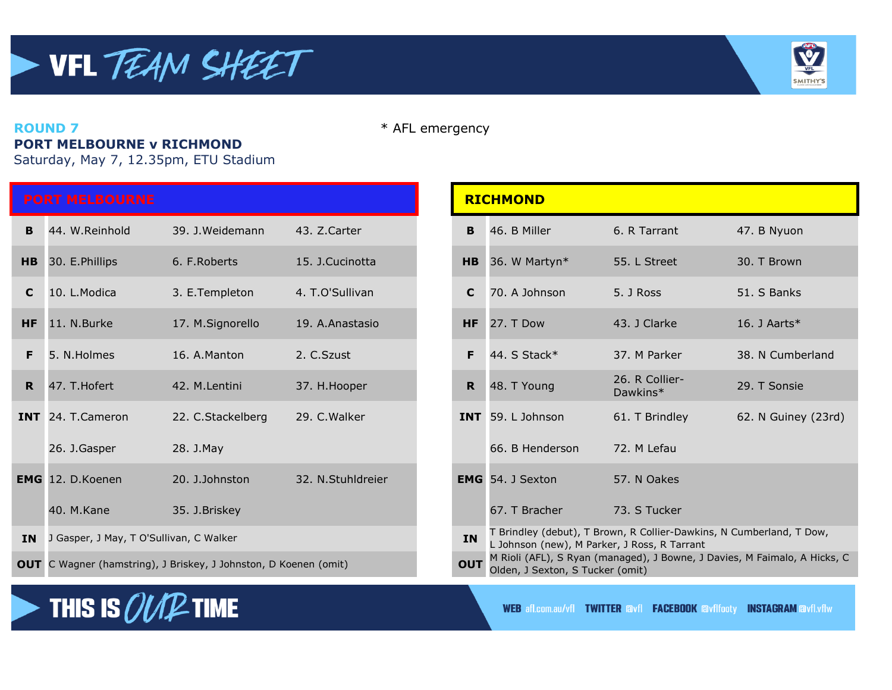# VFL TEAM SHEET

**ROUND 7**

**PORT MELBOURNE v RICHMOND**

Saturday, May 7, 12.35pm, ETU Stadium

* AFL emergency

## PORT MELBOURNE

| | | | |
|---|---|---|---|
| **B** | 44. W.Reinhold | 39. J.Weidemann | 43. Z.Carter |
| **HB** | 30. E.Phillips | 6. F.Roberts | 15. J.Cucinotta |
| **C** | 10. L.Modica | 3. E.Templeton | 4. T.O'Sullivan |
| **HF** | 11. N.Burke | 17. M.Signorello | 19. A.Anastasio |
| **F** | 5. N.Holmes | 16. A.Manton | 2. C.Szust |
| **R** | 47. T.Hofert | 42. M.Lentini | 37. H.Hooper |
| **INT** | 24. T.Cameron | 22. C.Stackelberg | 29. C.Walker |
| | 26. J.Gasper | 28. J.May | |
| **EMG** | 12. D.Koenen | 20. J.Johnston | 32. N.Stuhldreier |
| | 40. M.Kane | 35. J.Briskey | |
| **IN** | J Gasper, J May, T O'Sullivan, C Walker | | |
| **OUT** | C Wagner (hamstring), J Briskey, J Johnston, D Koenen (omit) | | |

## RICHMOND

| | | | |
|---|---|---|---|
| **B** | 46. B Miller | 6. R Tarrant | 47. B Nyuon |
| **HB** | 36. W Martyn* | 55. L Street | 30. T Brown |
| **C** | 70. A Johnson | 5. J Ross | 51. S Banks |
| **HF** | 27. T Dow | 43. J Clarke | 16. J Aarts* |
| **F** | 44. S Stack* | 37. M Parker | 38. N Cumberland |
| **R** | 48. T Young | 26. R Collier-Dawkins* | 29. T Sonsie |
| **INT** | 59. L Johnson | 61. T Brindley | 62. N Guiney (23rd) |
| | 66. B Henderson | 72. M Lefau | |
| **EMG** | 54. J Sexton | 57. N Oakes | |
| | 67. T Bracher | 73. S Tucker | |
| **IN** | T Brindley (debut), T Brown, R Collier-Dawkins, N Cumberland, T Dow, L Johnson (new), M Parker, J Ross, R Tarrant | | |
| **OUT** | M Rioli (AFL), S Ryan (managed), J Bowne, J Davies, M Faimalo, A Hicks, C Olden, J Sexton, S Tucker (omit) | | |

THIS IS OUR TIME

WEB afl.com.au/vfl TWITTER @vfl FACEBOOK @vflfooty INSTAGRAM @vfl.vflw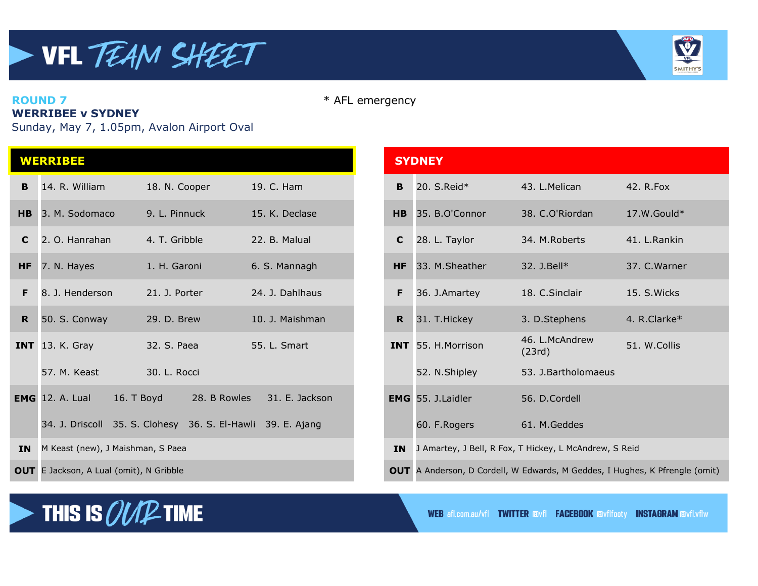# VFL TEAM SHEET

**ROUND 7**
**WERRIBEE v SYDNEY**
Sunday, May 7, 1.05pm, Avalon Airport Oval

\* AFL emergency

## WERRIBEE

| | | | | |
|---|---|---|---|---|
| **B** | 14. R. William | 18. N. Cooper | 19. C. Ham | |
| **HB** | 3. M. Sodomaco | 9. L. Pinnuck | 15. K. Declase | |
| **C** | 2. O. Hanrahan | 4. T. Gribble | 22. B. Malual | |
| **HF** | 7. N. Hayes | 1. H. Garoni | 6. S. Mannagh | |
| **F** | 8. J. Henderson | 21. J. Porter | 24. J. Dahlhaus | |
| **R** | 50. S. Conway | 29. D. Brew | 10. J. Maishman | |
| **INT** | 13. K. Gray | 32. S. Paea | 55. L. Smart | |
| | 57. M. Keast | 30. L. Rocci | | |
| **EMG** | 12. A. Lual | 16. T Boyd | 28. B Rowles | 31. E. Jackson |
| | 34. J. Driscoll | 35. S. Clohesy | 36. S. El-Hawli | 39. E. Ajang |
| **IN** | M Keast (new), J Maishman, S Paea | | | |
| **OUT** | E Jackson, A Lual (omit), N Gribble | | | |

## SYDNEY

| | | | |
|---|---|---|---|
| **B** | 20. S.Reid* | 43. L.Melican | 42. R.Fox |
| **HB** | 35. B.O'Connor | 38. C.O'Riordan | 17.W.Gould* |
| **C** | 28. L. Taylor | 34. M.Roberts | 41. L.Rankin |
| **HF** | 33. M.Sheather | 32. J.Bell* | 37. C.Warner |
| **F** | 36. J.Amartey | 18. C.Sinclair | 15. S.Wicks |
| **R** | 31. T.Hickey | 3. D.Stephens | 4. R.Clarke* |
| **INT** | 55. H.Morrison | 46. L.McAndrew (23rd) | 51. W.Collis |
| | 52. N.Shipley | 53. J.Bartholomaeus | |
| **EMG** | 55. J.Laidler | 56. D.Cordell | |
| | 60. F.Rogers | 61. M.Geddes | |
| **IN** | J Amartey, J Bell, R Fox, T Hickey, L McAndrew, S Reid | | |
| **OUT** | A Anderson, D Cordell, W Edwards, M Geddes, I Hughes, K Pfrengle (omit) | | |

THIS IS OUR TIME

WEB afl.com.au/vfl TWITTER @vfl FACEBOOK @vflfooty INSTAGRAM @vfl.vflw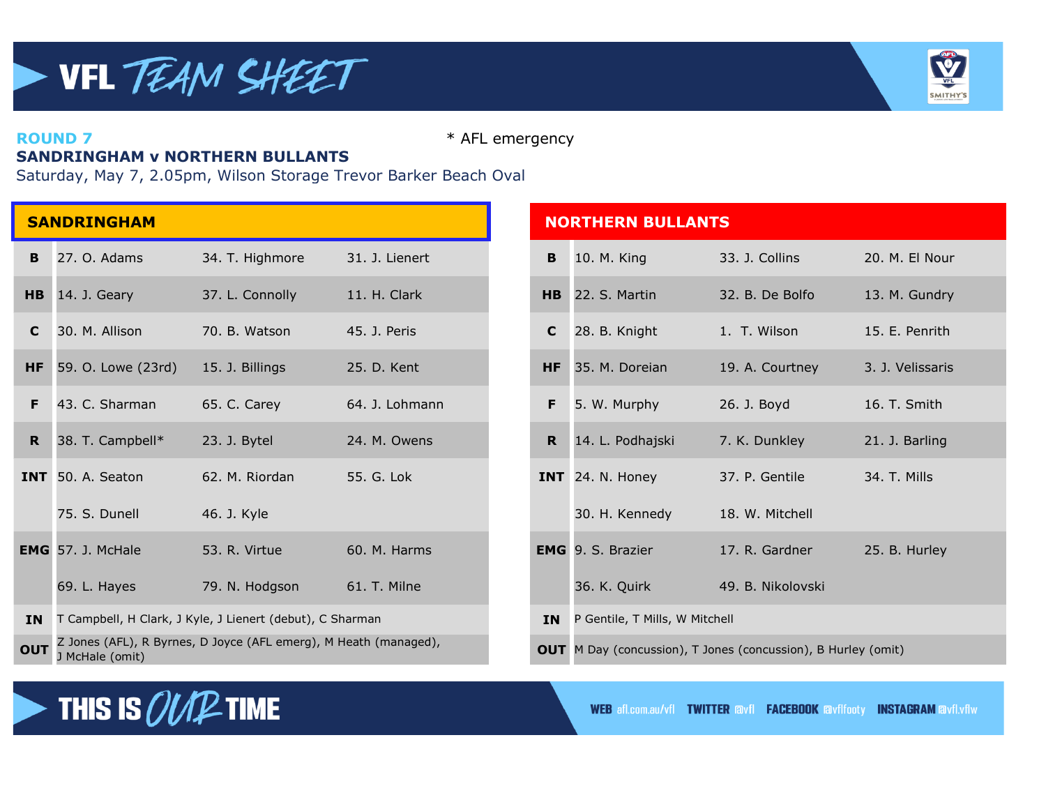# VFL TEAM SHEET

**ROUND 7**

**SANDRINGHAM v NORTHERN BULLANTS**

Saturday, May 7, 2.05pm, Wilson Storage Trevor Barker Beach Oval

\* AFL emergency

## SANDRINGHAM

| | | | |
|---|---|---|---|
| **B** | 27. O. Adams | 34. T. Highmore | 31. J. Lienert |
| **HB** | 14. J. Geary | 37. L. Connolly | 11. H. Clark |
| **C** | 30. M. Allison | 70. B. Watson | 45. J. Peris |
| **HF** | 59. O. Lowe (23rd) | 15. J. Billings | 25. D. Kent |
| **F** | 43. C. Sharman | 65. C. Carey | 64. J. Lohmann |
| **R** | 38. T. Campbell* | 23. J. Bytel | 24. M. Owens |
| **INT** | 50. A. Seaton | 62. M. Riordan | 55. G. Lok |
| | 75. S. Dunell | 46. J. Kyle | |
| **EMG** | 57. J. McHale | 53. R. Virtue | 60. M. Harms |
| | 69. L. Hayes | 79. N. Hodgson | 61. T. Milne |
| **IN** | T Campbell, H Clark, J Kyle, J Lienert (debut), C Sharman | | |
| **OUT** | Z Jones (AFL), R Byrnes, D Joyce (AFL emerg), M Heath (managed), J McHale (omit) | | |

## NORTHERN BULLANTS

| | | | |
|---|---|---|---|
| **B** | 10. M. King | 33. J. Collins | 20. M. El Nour |
| **HB** | 22. S. Martin | 32. B. De Bolfo | 13. M. Gundry |
| **C** | 28. B. Knight | 1. T. Wilson | 15. E. Penrith |
| **HF** | 35. M. Doreian | 19. A. Courtney | 3. J. Velissaris |
| **F** | 5. W. Murphy | 26. J. Boyd | 16. T. Smith |
| **R** | 14. L. Podhajski | 7. K. Dunkley | 21. J. Barling |
| **INT** | 24. N. Honey | 37. P. Gentile | 34. T. Mills |
| | 30. H. Kennedy | 18. W. Mitchell | |
| **EMG** | 9. S. Brazier | 17. R. Gardner | 25. B. Hurley |
| | 36. K. Quirk | 49. B. Nikolovski | |
| **IN** | P Gentile, T Mills, W Mitchell | | |
| **OUT** | M Day (concussion), T Jones (concussion), B Hurley (omit) | | |

THIS IS OUR TIME

WEB afl.com.au/vfl TWITTER @vfl FACEBOOK @vflfooty INSTAGRAM @vfl.vflw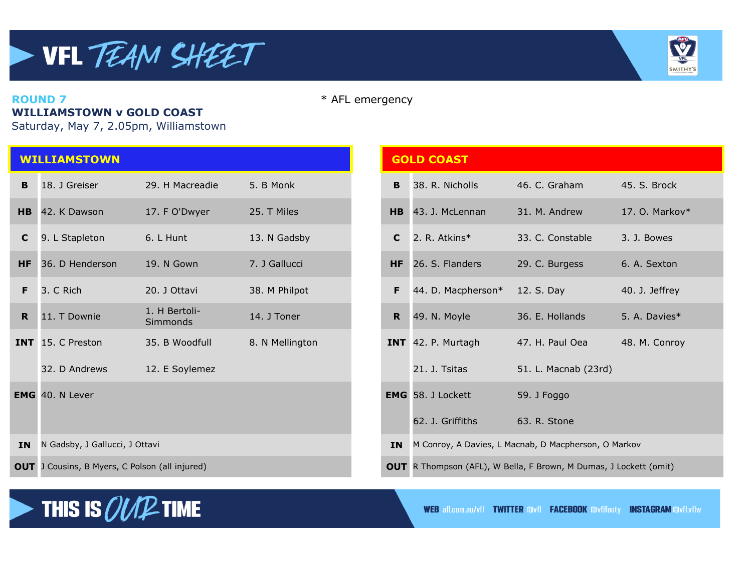# VFL TEAM SHEET

**ROUND 7**
**WILLIAMSTOWN v GOLD COAST**
Saturday, May 7, 2.05pm, Williamstown

\* AFL emergency

## WILLIAMSTOWN

| | | | |
|---|---|---|---|
| **B** | 18. J Greiser | 29. H Macreadie | 5. B Monk |
| **HB** | 42. K Dawson | 17. F O'Dwyer | 25. T Miles |
| **C** | 9. L Stapleton | 6. L Hunt | 13. N Gadsby |
| **HF** | 36. D Henderson | 19. N Gown | 7. J Gallucci |
| **F** | 3. C Rich | 20. J Ottavi | 38. M Philpot |
| **R** | 11. T Downie | 1. H Bertoli-Simmonds | 14. J Toner |
| **INT** | 15. C Preston | 35. B Woodfull | 8. N Mellington |
| | 32. D Andrews | 12. E Soylemez | |
| **EMG** | 40. N Lever | | |
| **IN** | N Gadsby, J Gallucci, J Ottavi | | |
| **OUT** | J Cousins, B Myers, C Polson (all injured) | | |

## GOLD COAST

| | | | |
|---|---|---|---|
| **B** | 38. R. Nicholls | 46. C. Graham | 45. S. Brock |
| **HB** | 43. J. McLennan | 31. M. Andrew | 17. O. Markov* |
| **C** | 2. R. Atkins* | 33. C. Constable | 3. J. Bowes |
| **HF** | 26. S. Flanders | 29. C. Burgess | 6. A. Sexton |
| **F** | 44. D. Macpherson* | 12. S. Day | 40. J. Jeffrey |
| **R** | 49. N. Moyle | 36. E. Hollands | 5. A. Davies* |
| **INT** | 42. P. Murtagh | 47. H. Paul Oea | 48. M. Conroy |
| | 21. J. Tsitas | 51. L. Macnab (23rd) | |
| **EMG** | 58. J Lockett | 59. J Foggo | |
| | 62. J. Griffiths | 63. R. Stone | |
| **IN** | M Conroy, A Davies, L Macnab, D Macpherson, O Markov | | |
| **OUT** | R Thompson (AFL), W Bella, F Brown, M Dumas, J Lockett (omit) | | |

THIS IS OUR TIME

WEB afl.com.au/vfl TWITTER @vfl FACEBOOK @vflfooty INSTAGRAM @vfl.vflw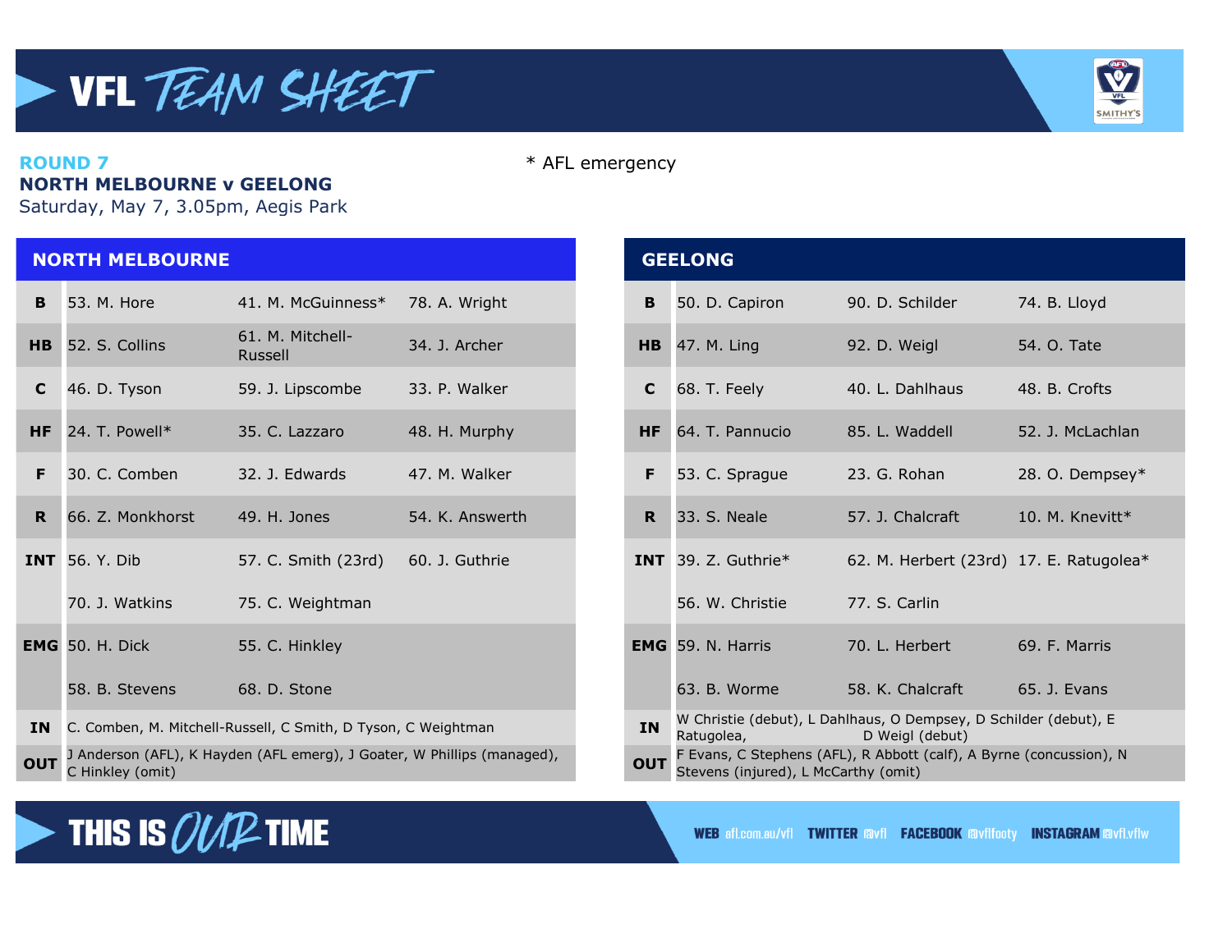# VFL TEAM SHEET

**ROUND 7**
**NORTH MELBOURNE v GEELONG**
Saturday, May 7, 3.05pm, Aegis Park

\* AFL emergency

## NORTH MELBOURNE

| | | | |
|---|---|---|---|
| **B** | 53. M. Hore | 41. M. McGuinness* | 78. A. Wright |
| **HB** | 52. S. Collins | 61. M. Mitchell-Russell | 34. J. Archer |
| **C** | 46. D. Tyson | 59. J. Lipscombe | 33. P. Walker |
| **HF** | 24. T. Powell* | 35. C. Lazzaro | 48. H. Murphy |
| **F** | 30. C. Comben | 32. J. Edwards | 47. M. Walker |
| **R** | 66. Z. Monkhorst | 49. H. Jones | 54. K. Answerth |
| **INT** | 56. Y. Dib | 57. C. Smith (23rd) | 60. J. Guthrie |
| | 70. J. Watkins | 75. C. Weightman | |
| **EMG** | 50. H. Dick | 55. C. Hinkley | |
| | 58. B. Stevens | 68. D. Stone | |
| **IN** | C. Comben, M. Mitchell-Russell, C Smith, D Tyson, C Weightman | | |
| **OUT** | J Anderson (AFL), K Hayden (AFL emerg), J Goater, W Phillips (managed), C Hinkley (omit) | | |

## GEELONG

| | | | |
|---|---|---|---|
| **B** | 50. D. Capiron | 90. D. Schilder | 74. B. Lloyd |
| **HB** | 47. M. Ling | 92. D. Weigl | 54. O. Tate |
| **C** | 68. T. Feely | 40. L. Dahlhaus | 48. B. Crofts |
| **HF** | 64. T. Pannucio | 85. L. Waddell | 52. J. McLachlan |
| **F** | 53. C. Sprague | 23. G. Rohan | 28. O. Dempsey* |
| **R** | 33. S. Neale | 57. J. Chalcraft | 10. M. Knevitt* |
| **INT** | 39. Z. Guthrie* | 62. M. Herbert (23rd) | 17. E. Ratugolea* |
| | 56. W. Christie | 77. S. Carlin | |
| **EMG** | 59. N. Harris | 70. L. Herbert | 69. F. Marris |
| | 63. B. Worme | 58. K. Chalcraft | 65. J. Evans |
| **IN** | W Christie (debut), L Dahlhaus, O Dempsey, D Schilder (debut), E Ratugolea, D Weigl (debut) | | |
| **OUT** | F Evans, C Stephens (AFL), R Abbott (calf), A Byrne (concussion), N Stevens (injured), L McCarthy (omit) | | |

THIS IS OUR TIME

WEB afl.com.au/vfl TWITTER @vfl FACEBOOK @vflfooty INSTAGRAM @vfl.vflw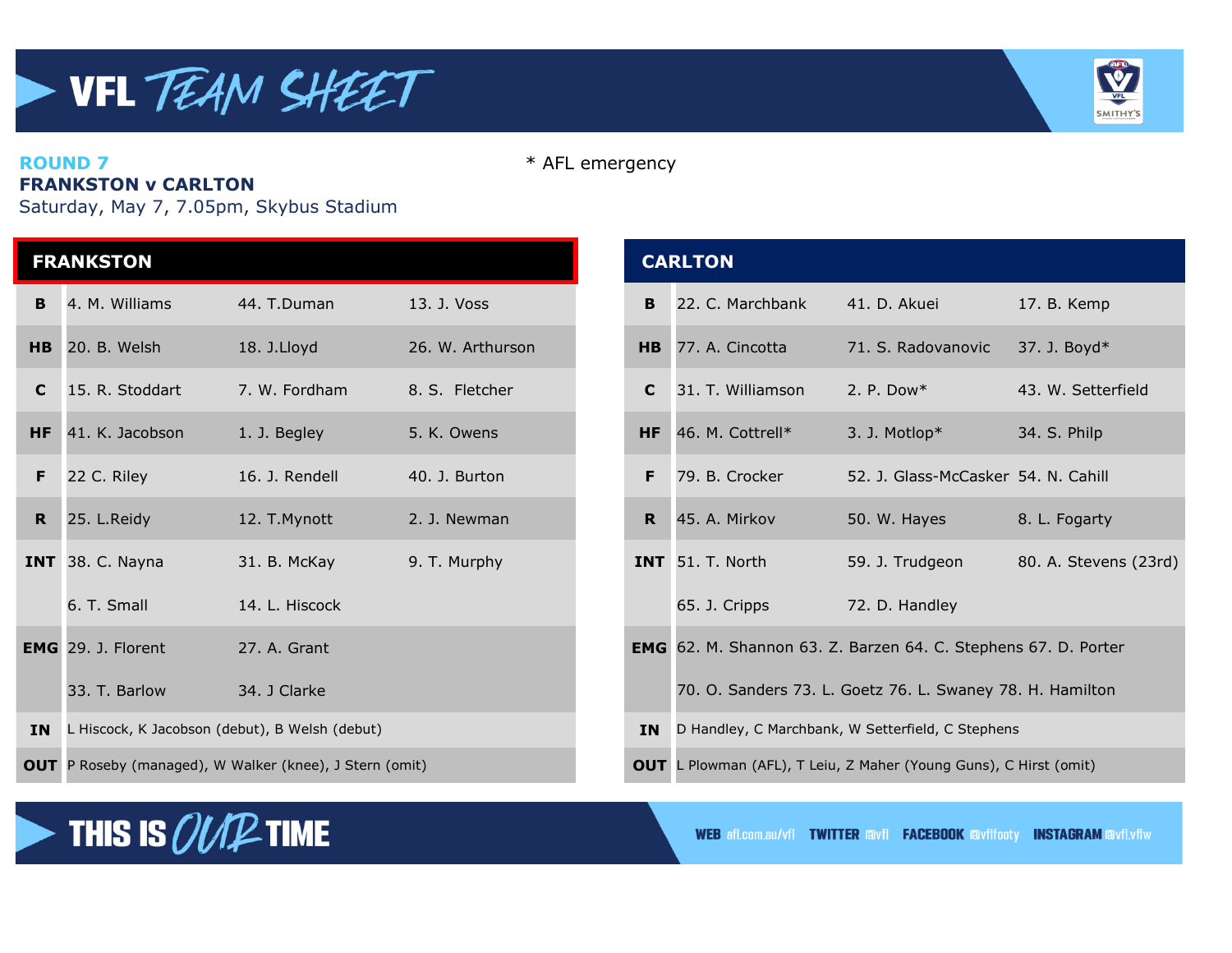# VFL TEAM SHEET

**ROUND 7**
**FRANKSTON v CARLTON**
Saturday, May 7, 7.05pm, Skybus Stadium

* AFL emergency

## FRANKSTON

| | | | |
|---|---|---|---|
| **B** | 4. M. Williams | 44. T.Duman | 13. J. Voss |
| **HB** | 20. B. Welsh | 18. J.Lloyd | 26. W. Arthurson |
| **C** | 15. R. Stoddart | 7. W. Fordham | 8. S. Fletcher |
| **HF** | 41. K. Jacobson | 1. J. Begley | 5. K. Owens |
| **F** | 22 C. Riley | 16. J. Rendell | 40. J. Burton |
| **R** | 25. L.Reidy | 12. T.Mynott | 2. J. Newman |
| **INT** | 38. C. Nayna | 31. B. McKay | 9. T. Murphy |
| | 6. T. Small | 14. L. Hiscock | |
| **EMG** | 29. J. Florent | 27. A. Grant | |
| | 33. T. Barlow | 34. J Clarke | |
| **IN** | L Hiscock, K Jacobson (debut), B Welsh (debut) | | |
| **OUT** | P Roseby (managed), W Walker (knee), J Stern (omit) | | |

## CARLTON

| | | | |
|---|---|---|---|
| **B** | 22. C. Marchbank | 41. D. Akuei | 17. B. Kemp |
| **HB** | 77. A. Cincotta | 71. S. Radovanovic | 37. J. Boyd* |
| **C** | 31. T. Williamson | 2. P. Dow* | 43. W. Setterfield |
| **HF** | 46. M. Cottrell* | 3. J. Motlop* | 34. S. Philp |
| **F** | 79. B. Crocker | 52. J. Glass-McCasker | 54. N. Cahill |
| **R** | 45. A. Mirkov | 50. W. Hayes | 8. L. Fogarty |
| **INT** | 51. T. North | 59. J. Trudgeon | 80. A. Stevens (23rd) |
| | 65. J. Cripps | 72. D. Handley | |
| **EMG** | 62. M. Shannon 63. Z. Barzen 64. C. Stephens 67. D. Porter | | |
| | 70. O. Sanders 73. L. Goetz 76. L. Swaney 78. H. Hamilton | | |
| **IN** | D Handley, C Marchbank, W Setterfield, C Stephens | | |
| **OUT** | L Plowman (AFL), T Leiu, Z Maher (Young Guns), C Hirst (omit) | | |

THIS IS OUR TIME

WEB afl.com.au/vfl TWITTER @vfl FACEBOOK @vflfooty INSTAGRAM @vfl.vflw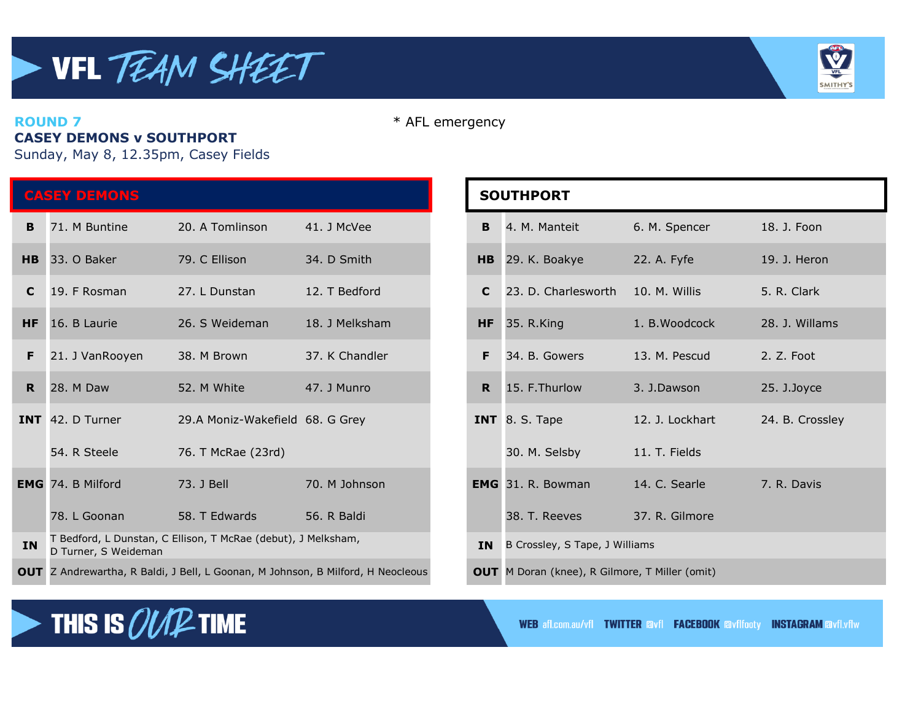# VFL TEAM SHEET

**ROUND 7**

**CASEY DEMONS v SOUTHPORT**

Sunday, May 8, 12.35pm, Casey Fields

\* AFL emergency

## CASEY DEMONS

| | | | |
|---|---|---|---|
| **B** | 71. M Buntine | 20. A Tomlinson | 41. J McVee |
| **HB** | 33. O Baker | 79. C Ellison | 34. D Smith |
| **C** | 19. F Rosman | 27. L Dunstan | 12. T Bedford |
| **HF** | 16. B Laurie | 26. S Weideman | 18. J Melksham |
| **F** | 21. J VanRooyen | 38. M Brown | 37. K Chandler |
| **R** | 28. M Daw | 52. M White | 47. J Munro |
| **INT** | 42. D Turner | 29.A Moniz-Wakefield | 68. G Grey |
| | 54. R Steele | 76. T McRae (23rd) | |
| **EMG** | 74. B Milford | 73. J Bell | 70. M Johnson |
| | 78. L Goonan | 58. T Edwards | 56. R Baldi |
| **IN** | T Bedford, L Dunstan, C Ellison, T McRae (debut), J Melksham, D Turner, S Weideman | | |
| **OUT** | Z Andrewartha, R Baldi, J Bell, L Goonan, M Johnson, B Milford, H Neocleous | | |

## SOUTHPORT

| | | | |
|---|---|---|---|
| **B** | 4. M. Manteit | 6. M. Spencer | 18. J. Foon |
| **HB** | 29. K. Boakye | 22. A. Fyfe | 19. J. Heron |
| **C** | 23. D. Charlesworth | 10. M. Willis | 5. R. Clark |
| **HF** | 35. R.King | 1. B.Woodcock | 28. J. Willams |
| **F** | 34. B. Gowers | 13. M. Pescud | 2. Z. Foot |
| **R** | 15. F.Thurlow | 3. J.Dawson | 25. J.Joyce |
| **INT** | 8. S. Tape | 12. J. Lockhart | 24. B. Crossley |
| | 30. M. Selsby | 11. T. Fields | |
| **EMG** | 31. R. Bowman | 14. C. Searle | 7. R. Davis |
| | 38. T. Reeves | 37. R. Gilmore | |
| **IN** | B Crossley, S Tape, J Williams | | |
| **OUT** | M Doran (knee), R Gilmore, T Miller (omit) | | |

**THIS IS OUR TIME**

WEB afl.com.au/vfl TWITTER @vfl FACEBOOK @vflfooty INSTAGRAM @vfl.vflw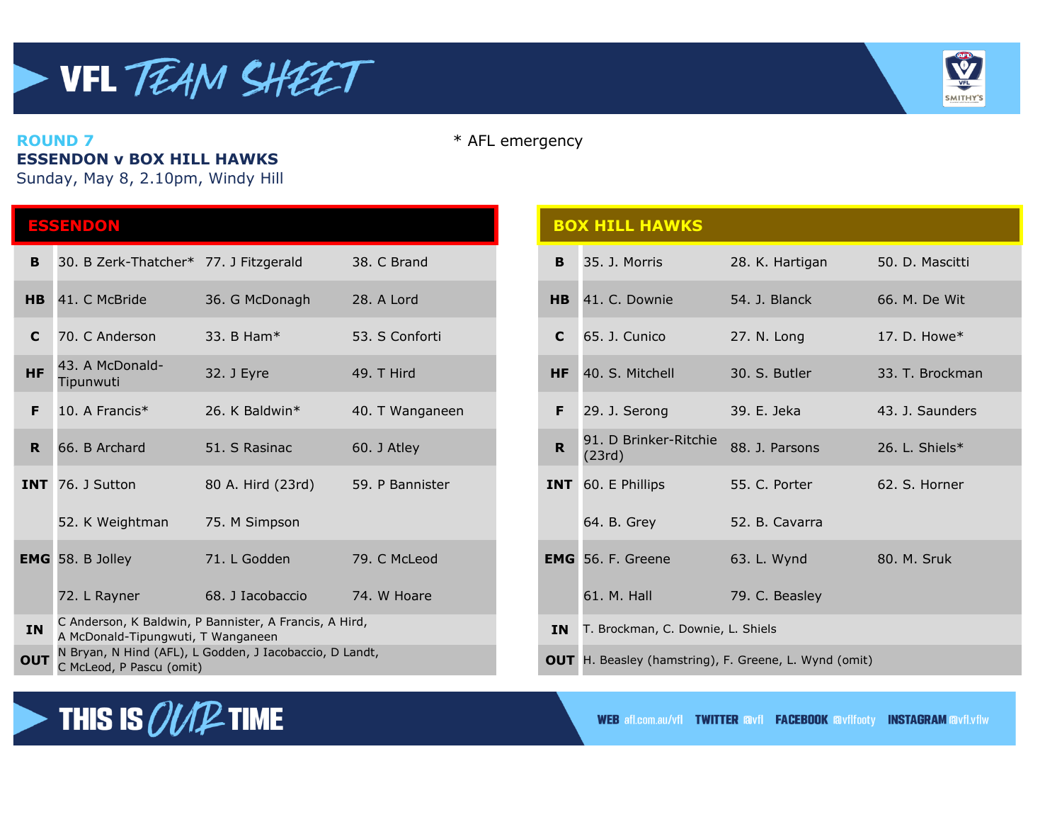# VFL TEAM SHEET

**ROUND 7**
**ESSENDON v BOX HILL HAWKS**
Sunday, May 8, 2.10pm, Windy Hill

\* AFL emergency

## ESSENDON

| | | | |
|---|---|---|---|
| **B** | 30. B Zerk-Thatcher* | 77. J Fitzgerald | 38. C Brand |
| **HB** | 41. C McBride | 36. G McDonagh | 28. A Lord |
| **C** | 70. C Anderson | 33. B Ham* | 53. S Conforti |
| **HF** | 43. A McDonald-Tipunwuti | 32. J Eyre | 49. T Hird |
| **F** | 10. A Francis* | 26. K Baldwin* | 40. T Wanganeen |
| **R** | 66. B Archard | 51. S Rasinac | 60. J Atley |
| **INT** | 76. J Sutton | 80 A. Hird (23rd) | 59. P Bannister |
| | 52. K Weightman | 75. M Simpson | |
| **EMG** | 58. B Jolley | 71. L Godden | 79. C McLeod |
| | 72. L Rayner | 68. J Iacobaccio | 74. W Hoare |
| **IN** | C Anderson, K Baldwin, P Bannister, A Francis, A Hird, A McDonald-Tipungwuti, T Wanganeen | | |
| **OUT** | N Bryan, N Hind (AFL), L Godden, J Iacobaccio, D Landt, C McLeod, P Pascu (omit) | | |

## BOX HILL HAWKS

| | | | |
|---|---|---|---|
| **B** | 35. J. Morris | 28. K. Hartigan | 50. D. Mascitti |
| **HB** | 41. C. Downie | 54. J. Blanck | 66. M. De Wit |
| **C** | 65. J. Cunico | 27. N. Long | 17. D. Howe* |
| **HF** | 40. S. Mitchell | 30. S. Butler | 33. T. Brockman |
| **F** | 29. J. Serong | 39. E. Jeka | 43. J. Saunders |
| **R** | 91. D Brinker-Ritchie (23rd) | 88. J. Parsons | 26. L. Shiels* |
| **INT** | 60. E Phillips | 55. C. Porter | 62. S. Horner |
| | 64. B. Grey | 52. B. Cavarra | |
| **EMG** | 56. F. Greene | 63. L. Wynd | 80. M. Sruk |
| | 61. M. Hall | 79. C. Beasley | |
| **IN** | T. Brockman, C. Downie, L. Shiels | | |
| **OUT** | H. Beasley (hamstring), F. Greene, L. Wynd (omit) | | |

THIS IS OUR TIME

WEB afl.com.au/vfl TWITTER @vfl FACEBOOK @vflfooty INSTAGRAM @vfl.vflw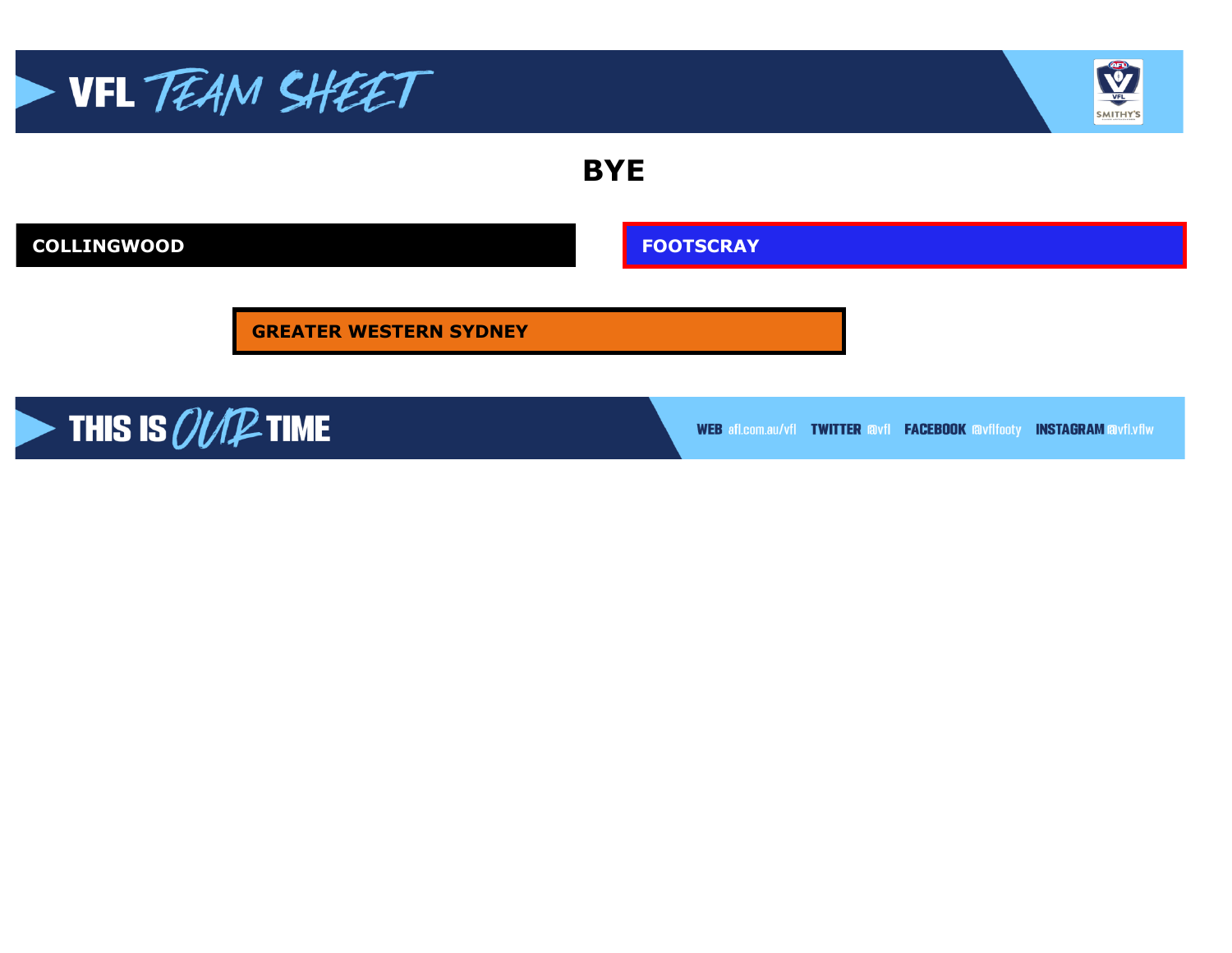# VFL TEAM SHEET

## BYE

COLLINGWOOD

FOOTSCRAY

GREATER WESTERN SYDNEY

THIS IS OUR TIME

WEB afl.com.au/vfl TWITTER @vfl FACEBOOK @vflfooty INSTAGRAM @vfl.vflw